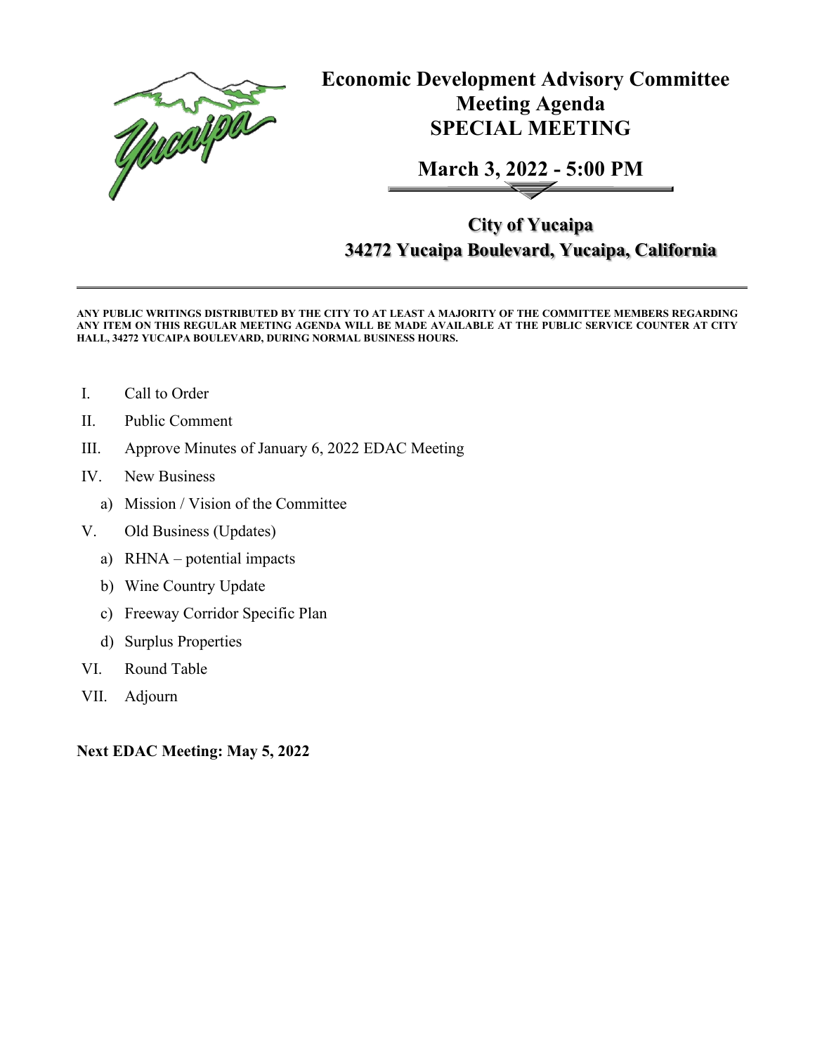# Economic Development Advisory Committee Meeting Agenda SPECIAL MEETING

## March 3, 2022 - 5:00 PM

## City of Yucaipa
## 34272 Yucaipa Boulevard, Yucaipa, California

**ANY PUBLIC WRITINGS DISTRIBUTED BY THE CITY TO AT LEAST A MAJORITY OF THE COMMITTEE MEMBERS REGARDING ANY ITEM ON THIS REGULAR MEETING AGENDA WILL BE MADE AVAILABLE AT THE PUBLIC SERVICE COUNTER AT CITY HALL, 34272 YUCAIPA BOULEVARD, DURING NORMAL BUSINESS HOURS.**

I. Call to Order

II. Public Comment

III. Approve Minutes of January 6, 2022 EDAC Meeting

IV. New Business

  a) Mission / Vision of the Committee

V. Old Business (Updates)

  a) RHNA – potential impacts

  b) Wine Country Update

  c) Freeway Corridor Specific Plan

  d) Surplus Properties

VI. Round Table

VII. Adjourn

**Next EDAC Meeting: May 5, 2022**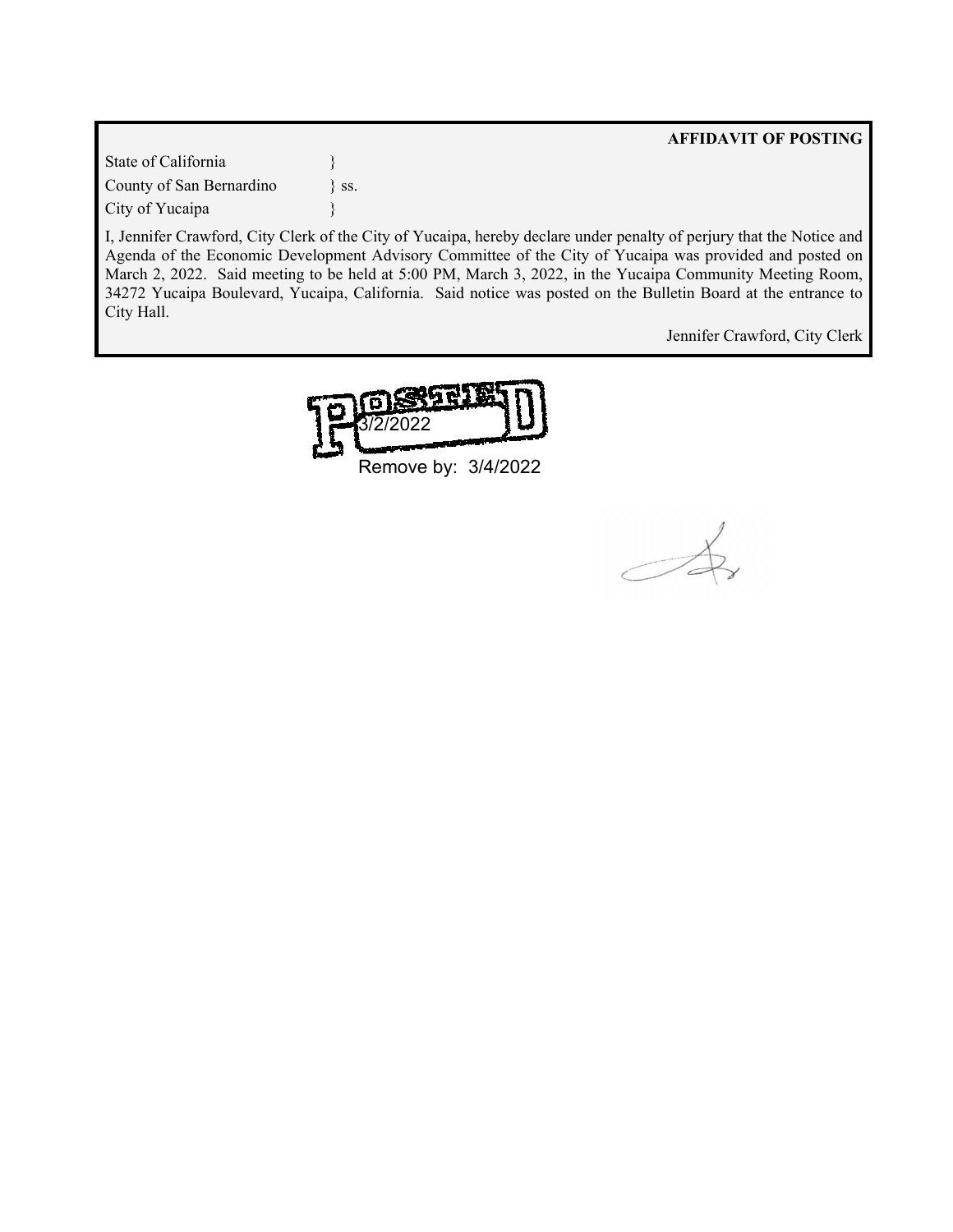**AFFIDAVIT OF POSTING**

State of California }
County of San Bernardino } ss.
City of Yucaipa }

I, Jennifer Crawford, City Clerk of the City of Yucaipa, hereby declare under penalty of perjury that the Notice and Agenda of the Economic Development Advisory Committee of the City of Yucaipa was provided and posted on March 2, 2022. Said meeting to be held at 5:00 PM, March 3, 2022, in the Yucaipa Community Meeting Room, 34272 Yucaipa Boulevard, Yucaipa, California. Said notice was posted on the Bulletin Board at the entrance to City Hall.

Jennifer Crawford, City Clerk

POSTED
3/2/2022
Remove by: 3/4/2022